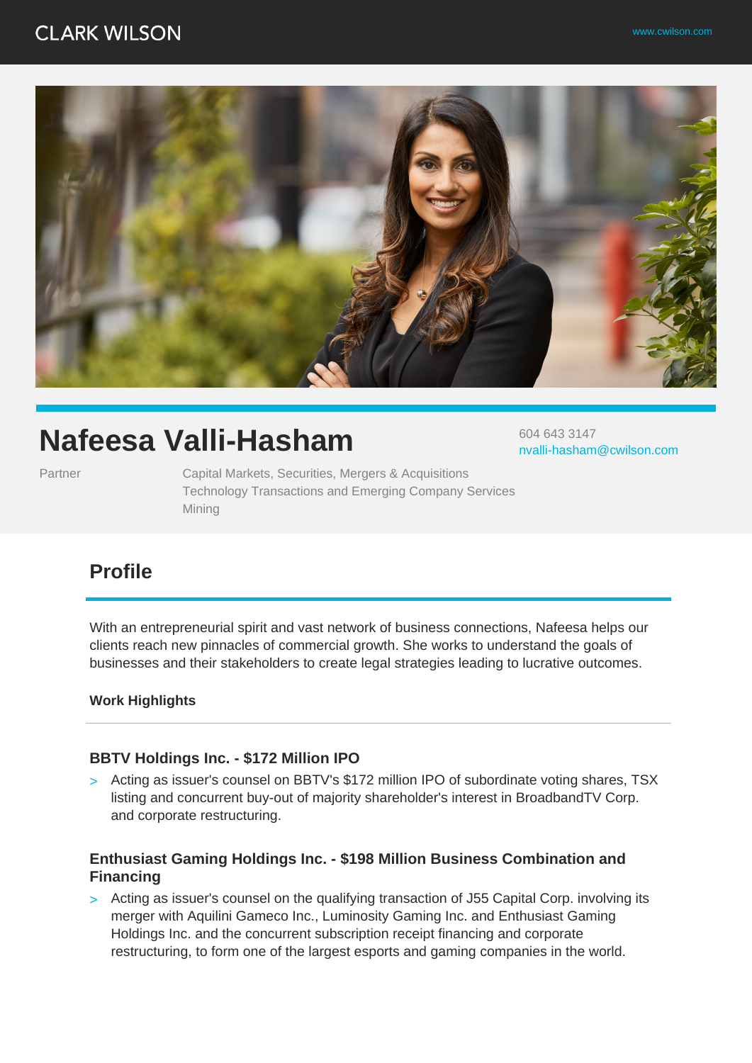CLARK WILSON

www.cwilson.com

# Nafeesa Valli-Hasham

604 643 3147
nvalli-hasham@cwilson.com

Partner

Capital Markets, Securities, Mergers & Acquisitions
Technology Transactions and Emerging Company Services
Mining

## Profile

With an entrepreneurial spirit and vast network of business connections, Nafeesa helps our clients reach new pinnacles of commercial growth. She works to understand the goals of businesses and their stakeholders to create legal strategies leading to lucrative outcomes.

**Work Highlights**

### BBTV Holdings Inc. - $172 Million IPO

- Acting as issuer's counsel on BBTV's $172 million IPO of subordinate voting shares, TSX listing and concurrent buy-out of majority shareholder's interest in BroadbandTV Corp. and corporate restructuring.

### Enthusiast Gaming Holdings Inc. - $198 Million Business Combination and Financing

- Acting as issuer's counsel on the qualifying transaction of J55 Capital Corp. involving its merger with Aquilini Gameco Inc., Luminosity Gaming Inc. and Enthusiast Gaming Holdings Inc. and the concurrent subscription receipt financing and corporate restructuring, to form one of the largest esports and gaming companies in the world.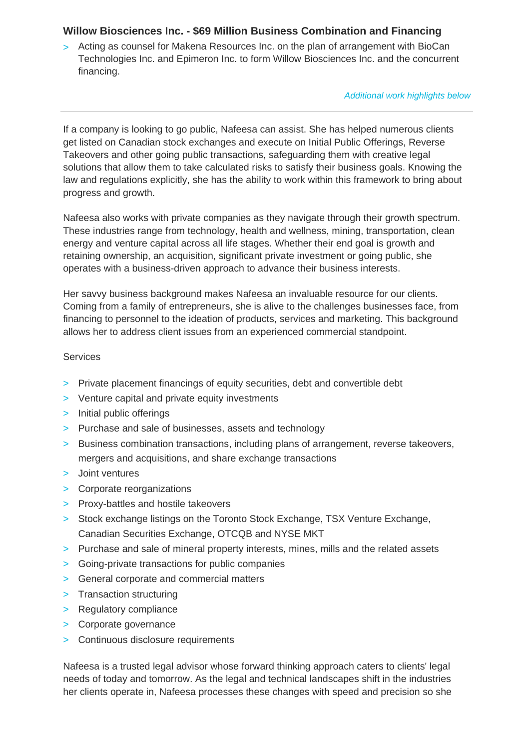### Willow Biosciences Inc. - $69 Million Business Combination and Financing

> Acting as counsel for Makena Resources Inc. on the plan of arrangement with BioCan Technologies Inc. and Epimeron Inc. to form Willow Biosciences Inc. and the concurrent financing.

*Additional work highlights below*

---

If a company is looking to go public, Nafeesa can assist. She has helped numerous clients get listed on Canadian stock exchanges and execute on Initial Public Offerings, Reverse Takeovers and other going public transactions, safeguarding them with creative legal solutions that allow them to take calculated risks to satisfy their business goals. Knowing the law and regulations explicitly, she has the ability to work within this framework to bring about progress and growth.

Nafeesa also works with private companies as they navigate through their growth spectrum. These industries range from technology, health and wellness, mining, transportation, clean energy and venture capital across all life stages. Whether their end goal is growth and retaining ownership, an acquisition, significant private investment or going public, she operates with a business-driven approach to advance their business interests.

Her savvy business background makes Nafeesa an invaluable resource for our clients. Coming from a family of entrepreneurs, she is alive to the challenges businesses face, from financing to personnel to the ideation of products, services and marketing. This background allows her to address client issues from an experienced commercial standpoint.

Services

- Private placement financings of equity securities, debt and convertible debt
- Venture capital and private equity investments
- Initial public offerings
- Purchase and sale of businesses, assets and technology
- Business combination transactions, including plans of arrangement, reverse takeovers, mergers and acquisitions, and share exchange transactions
- Joint ventures
- Corporate reorganizations
- Proxy-battles and hostile takeovers
- Stock exchange listings on the Toronto Stock Exchange, TSX Venture Exchange, Canadian Securities Exchange, OTCQB and NYSE MKT
- Purchase and sale of mineral property interests, mines, mills and the related assets
- Going-private transactions for public companies
- General corporate and commercial matters
- Transaction structuring
- Regulatory compliance
- Corporate governance
- Continuous disclosure requirements

Nafeesa is a trusted legal advisor whose forward thinking approach caters to clients' legal needs of today and tomorrow. As the legal and technical landscapes shift in the industries her clients operate in, Nafeesa processes these changes with speed and precision so she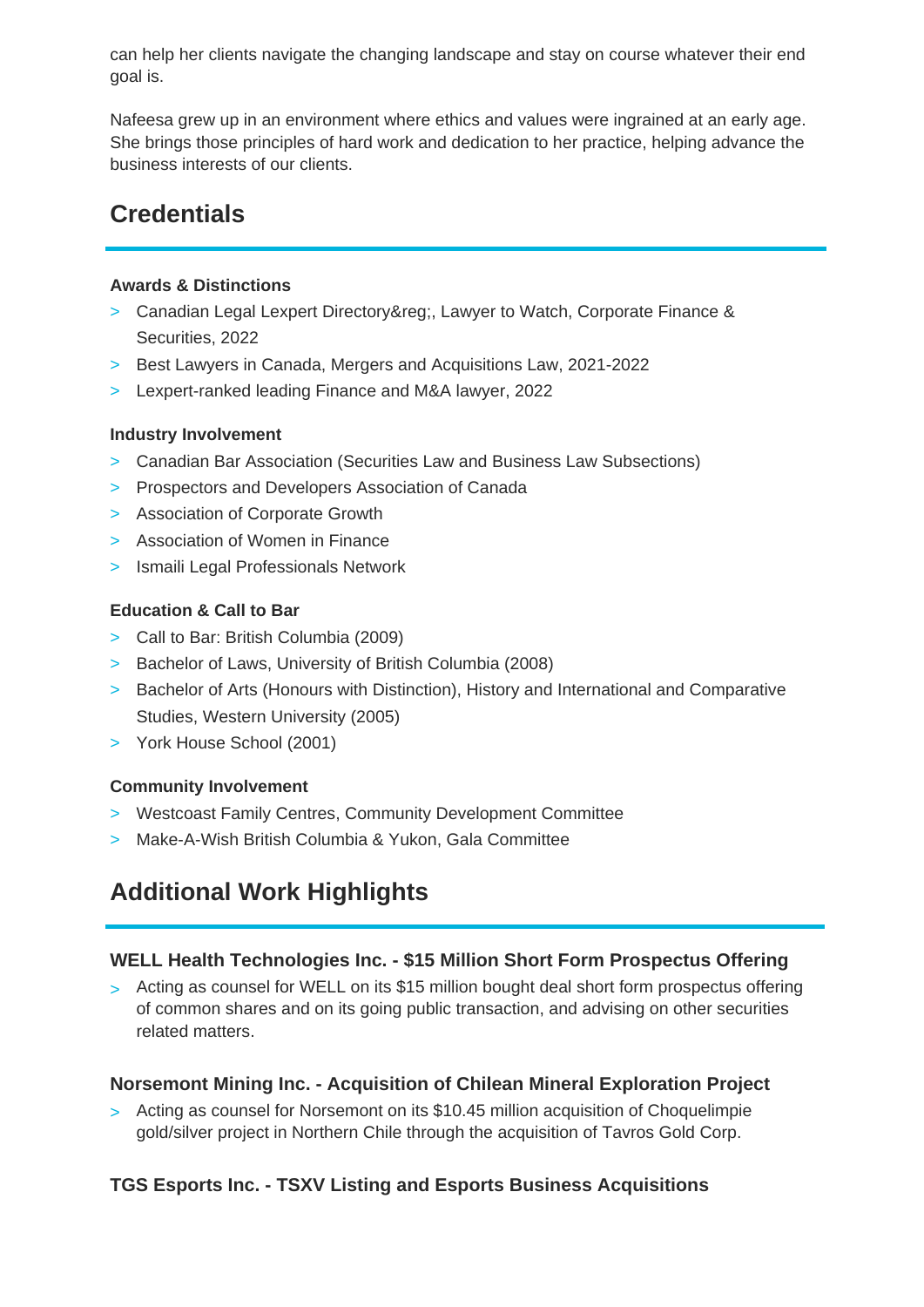can help her clients navigate the changing landscape and stay on course whatever their end goal is.

Nafeesa grew up in an environment where ethics and values were ingrained at an early age. She brings those principles of hard work and dedication to her practice, helping advance the business interests of our clients.

## Credentials

**Awards & Distinctions**

- Canadian Legal Lexpert Directory&reg;, Lawyer to Watch, Corporate Finance & Securities, 2022
- Best Lawyers in Canada, Mergers and Acquisitions Law, 2021-2022
- Lexpert-ranked leading Finance and M&A lawyer, 2022

**Industry Involvement**

- Canadian Bar Association (Securities Law and Business Law Subsections)
- Prospectors and Developers Association of Canada
- Association of Corporate Growth
- Association of Women in Finance
- Ismaili Legal Professionals Network

**Education & Call to Bar**

- Call to Bar: British Columbia (2009)
- Bachelor of Laws, University of British Columbia (2008)
- Bachelor of Arts (Honours with Distinction), History and International and Comparative Studies, Western University (2005)
- York House School (2001)

**Community Involvement**

- Westcoast Family Centres, Community Development Committee
- Make-A-Wish British Columbia & Yukon, Gala Committee

## Additional Work Highlights

### WELL Health Technologies Inc. - $15 Million Short Form Prospectus Offering

- Acting as counsel for WELL on its $15 million bought deal short form prospectus offering of common shares and on its going public transaction, and advising on other securities related matters.

### Norsemont Mining Inc. - Acquisition of Chilean Mineral Exploration Project

- Acting as counsel for Norsemont on its $10.45 million acquisition of Choquelimpie gold/silver project in Northern Chile through the acquisition of Tavros Gold Corp.

### TGS Esports Inc. - TSXV Listing and Esports Business Acquisitions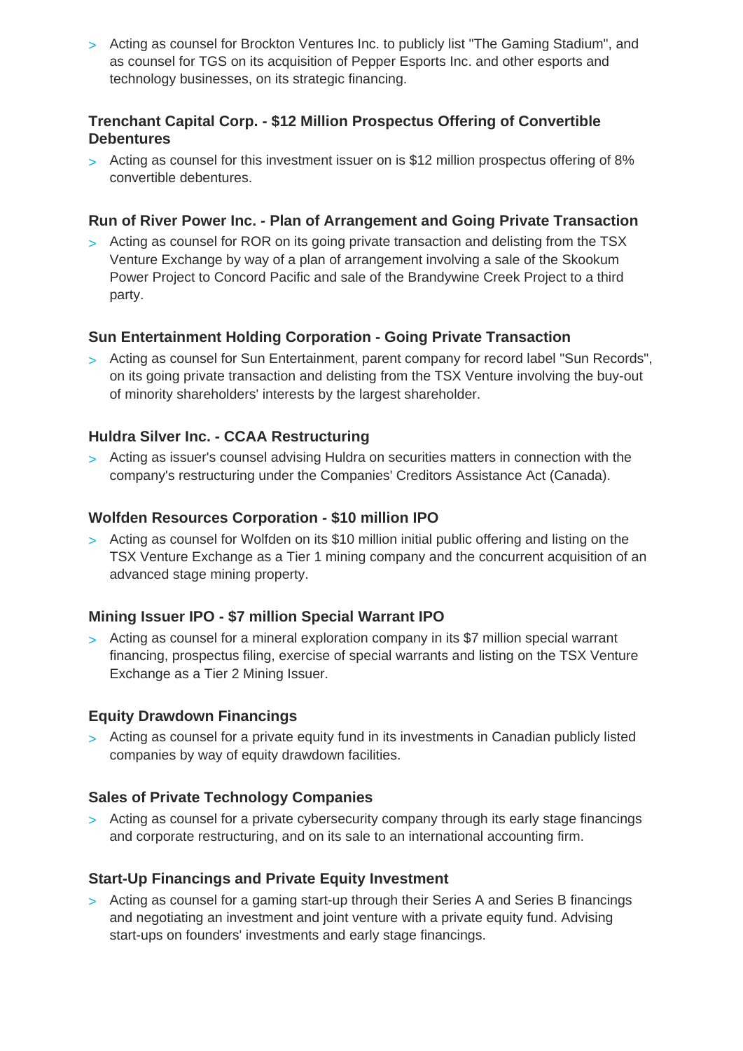- Acting as counsel for Brockton Ventures Inc. to publicly list "The Gaming Stadium", and as counsel for TGS on its acquisition of Pepper Esports Inc. and other esports and technology businesses, on its strategic financing.

### Trenchant Capital Corp. - $12 Million Prospectus Offering of Convertible Debentures

- Acting as counsel for this investment issuer on is $12 million prospectus offering of 8% convertible debentures.

### Run of River Power Inc. - Plan of Arrangement and Going Private Transaction

- Acting as counsel for ROR on its going private transaction and delisting from the TSX Venture Exchange by way of a plan of arrangement involving a sale of the Skookum Power Project to Concord Pacific and sale of the Brandywine Creek Project to a third party.

### Sun Entertainment Holding Corporation - Going Private Transaction

- Acting as counsel for Sun Entertainment, parent company for record label "Sun Records", on its going private transaction and delisting from the TSX Venture involving the buy-out of minority shareholders' interests by the largest shareholder.

### Huldra Silver Inc. - CCAA Restructuring

- Acting as issuer's counsel advising Huldra on securities matters in connection with the company's restructuring under the Companies' Creditors Assistance Act (Canada).

### Wolfden Resources Corporation - $10 million IPO

- Acting as counsel for Wolfden on its $10 million initial public offering and listing on the TSX Venture Exchange as a Tier 1 mining company and the concurrent acquisition of an advanced stage mining property.

### Mining Issuer IPO - $7 million Special Warrant IPO

- Acting as counsel for a mineral exploration company in its $7 million special warrant financing, prospectus filing, exercise of special warrants and listing on the TSX Venture Exchange as a Tier 2 Mining Issuer.

### Equity Drawdown Financings

- Acting as counsel for a private equity fund in its investments in Canadian publicly listed companies by way of equity drawdown facilities.

### Sales of Private Technology Companies

- Acting as counsel for a private cybersecurity company through its early stage financings and corporate restructuring, and on its sale to an international accounting firm.

### Start-Up Financings and Private Equity Investment

- Acting as counsel for a gaming start-up through their Series A and Series B financings and negotiating an investment and joint venture with a private equity fund. Advising start-ups on founders' investments and early stage financings.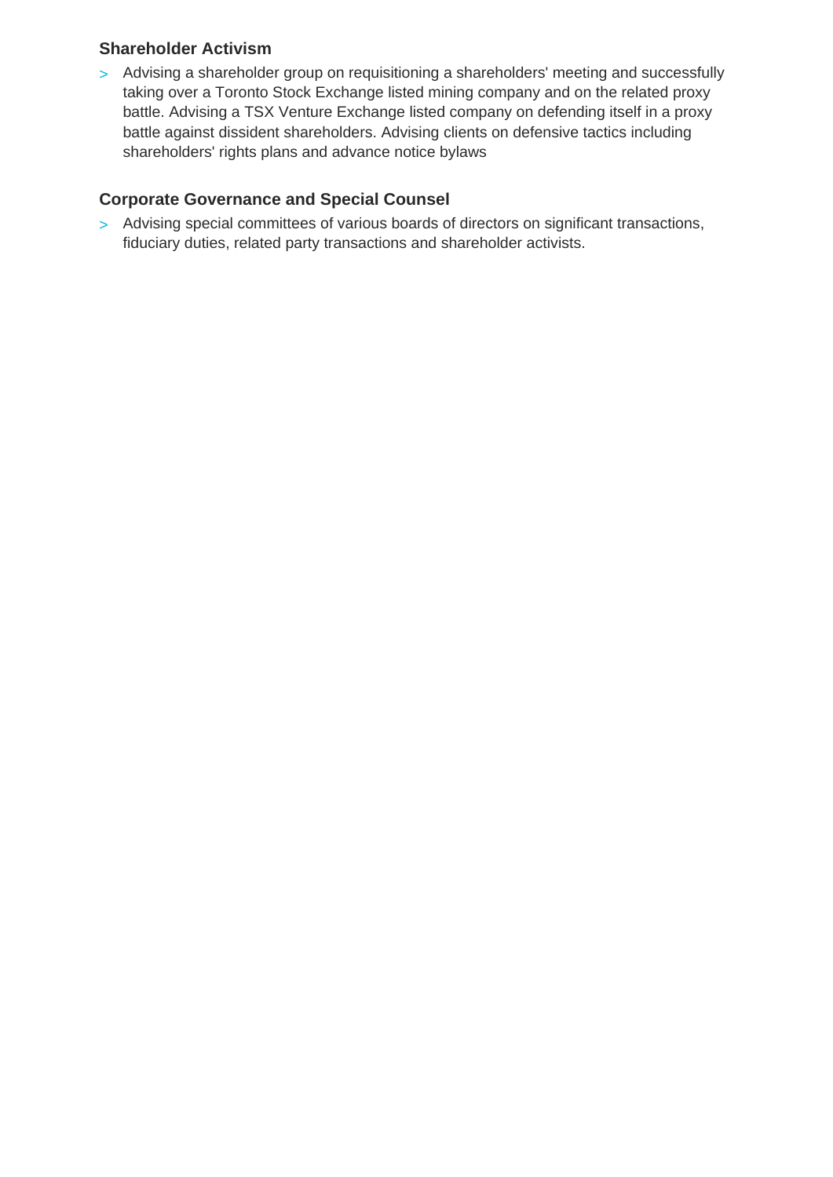### Shareholder Activism

- Advising a shareholder group on requisitioning a shareholders' meeting and successfully taking over a Toronto Stock Exchange listed mining company and on the related proxy battle. Advising a TSX Venture Exchange listed company on defending itself in a proxy battle against dissident shareholders. Advising clients on defensive tactics including shareholders' rights plans and advance notice bylaws

### Corporate Governance and Special Counsel

- Advising special committees of various boards of directors on significant transactions, fiduciary duties, related party transactions and shareholder activists.